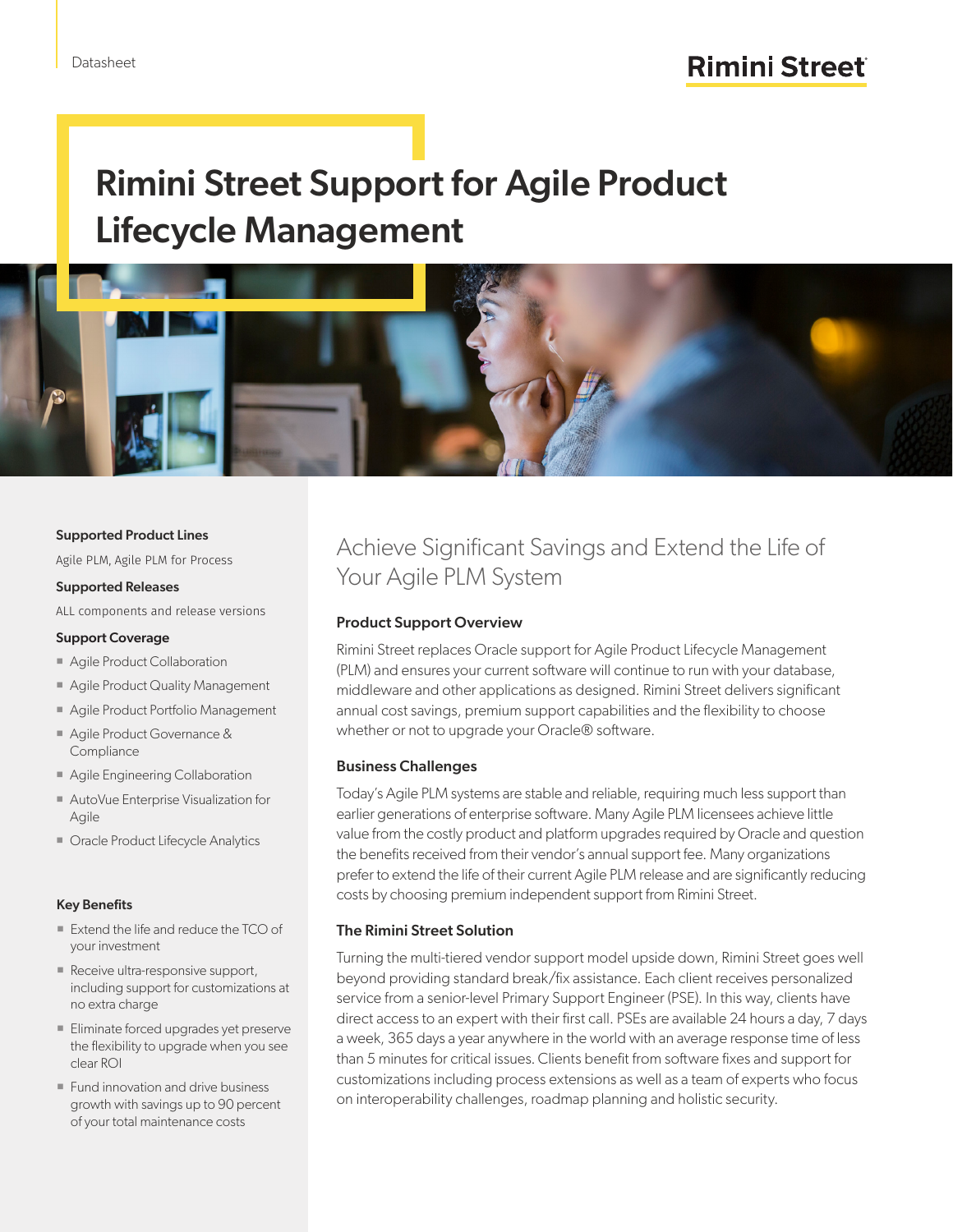Datasheet

Rimini Street

# Rimini Street Support for Agile Product Lifecycle Management

**Supported Product Lines**

Agile PLM, Agile PLM for Process

**Supported Releases**

ALL components and release versions

**Support Coverage**

- Agile Product Collaboration
- Agile Product Quality Management
- Agile Product Portfolio Management
- Agile Product Governance & Compliance
- Agile Engineering Collaboration
- AutoVue Enterprise Visualization for Agile
- Oracle Product Lifecycle Analytics

**Key Benefits**

- Extend the life and reduce the TCO of your investment
- Receive ultra-responsive support, including support for customizations at no extra charge
- Eliminate forced upgrades yet preserve the flexibility to upgrade when you see clear ROI
- Fund innovation and drive business growth with savings up to 90 percent of your total maintenance costs

## Achieve Significant Savings and Extend the Life of Your Agile PLM System

### Product Support Overview

Rimini Street replaces Oracle support for Agile Product Lifecycle Management (PLM) and ensures your current software will continue to run with your database, middleware and other applications as designed. Rimini Street delivers significant annual cost savings, premium support capabilities and the flexibility to choose whether or not to upgrade your Oracle® software.

### Business Challenges

Today's Agile PLM systems are stable and reliable, requiring much less support than earlier generations of enterprise software. Many Agile PLM licensees achieve little value from the costly product and platform upgrades required by Oracle and question the benefits received from their vendor's annual support fee. Many organizations prefer to extend the life of their current Agile PLM release and are significantly reducing costs by choosing premium independent support from Rimini Street.

### The Rimini Street Solution

Turning the multi-tiered vendor support model upside down, Rimini Street goes well beyond providing standard break/fix assistance. Each client receives personalized service from a senior-level Primary Support Engineer (PSE). In this way, clients have direct access to an expert with their first call. PSEs are available 24 hours a day, 7 days a week, 365 days a year anywhere in the world with an average response time of less than 5 minutes for critical issues. Clients benefit from software fixes and support for customizations including process extensions as well as a team of experts who focus on interoperability challenges, roadmap planning and holistic security.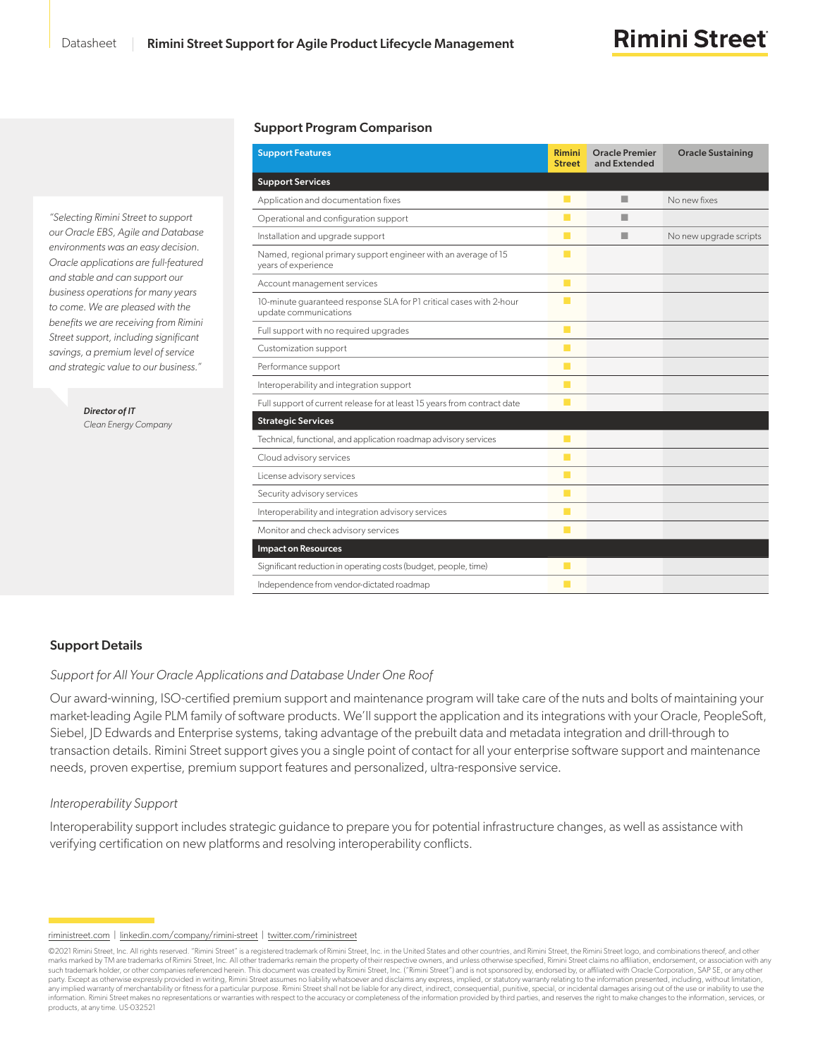## Support Program Comparison

| Support Features | Rimini Street | Oracle Premier and Extended | Oracle Sustaining |
|---|---|---|---|
| **Support Services** | | | |
| Application and documentation fixes | ■ | ■ | No new fixes |
| Operational and configuration support | ■ | ■ | |
| Installation and upgrade support | ■ | ■ | No new upgrade scripts |
| Named, regional primary support engineer with an average of 15 years of experience | ■ | | |
| Account management services | ■ | | |
| 10-minute guaranteed response SLA for P1 critical cases with 2-hour update communications | ■ | | |
| Full support with no required upgrades | ■ | | |
| Customization support | ■ | | |
| Performance support | ■ | | |
| Interoperability and integration support | ■ | | |
| Full support of current release for at least 15 years from contract date | ■ | | |
| **Strategic Services** | | | |
| Technical, functional, and application roadmap advisory services | ■ | | |
| Cloud advisory services | ■ | | |
| License advisory services | ■ | | |
| Security advisory services | ■ | | |
| Interoperability and integration advisory services | ■ | | |
| Monitor and check advisory services | ■ | | |
| **Impact on Resources** | | | |
| Significant reduction in operating costs (budget, people, time) | ■ | | |
| Independence from vendor-dictated roadmap | ■ | | |

*"Selecting Rimini Street to support our Oracle EBS, Agile and Database environments was an easy decision. Oracle applications are full-featured and stable and can support our business operations for many years to come. We are pleased with the benefits we are receiving from Rimini Street support, including significant savings, a premium level of service and strategic value to our business."*

***Director of IT***
*Clean Energy Company*

## Support Details

*Support for All Your Oracle Applications and Database Under One Roof*

Our award-winning, ISO-certified premium support and maintenance program will take care of the nuts and bolts of maintaining your market-leading Agile PLM family of software products. We'll support the application and its integrations with your Oracle, PeopleSoft, Siebel, JD Edwards and Enterprise systems, taking advantage of the prebuilt data and metadata integration and drill-through to transaction details. Rimini Street support gives you a single point of contact for all your enterprise software support and maintenance needs, proven expertise, premium support features and personalized, ultra-responsive service.

*Interoperability Support*

Interoperability support includes strategic guidance to prepare you for potential infrastructure changes, as well as assistance with verifying certification on new platforms and resolving interoperability conflicts.

riministreet.com | linkedin.com/company/rimini-street | twitter.com/riministreet

©2021 Rimini Street, Inc. All rights reserved. "Rimini Street" is a registered trademark of Rimini Street, Inc. in the United States and other countries, and Rimini Street, the Rimini Street logo, and combinations thereof, and other marks marked by TM are trademarks of Rimini Street, Inc. All other trademarks remain the property of their respective owners, and unless otherwise specified, Rimini Street claims no affiliation, endorsement, or association with any such trademark holder, or other companies referenced herein. This document was created by Rimini Street, Inc. ("Rimini Street") and is not sponsored by, endorsed by, or affiliated with Oracle Corporation, SAP SE, or any other party. Except as otherwise expressly provided in writing, Rimini Street assumes no liability whatsoever and disclaims any express, implied, or statutory warranty relating to the information presented, including, without limitation, any implied warranty of merchantability or fitness for a particular purpose. Rimini Street shall not be liable for any direct, indirect, consequential, punitive, special, or incidental damages arising out of the use or inability to use the information. Rimini Street makes no representations or warranties with respect to the accuracy or completeness of the information provided by third parties, and reserves the right to make changes to the information, services, or products, at any time. US-032521